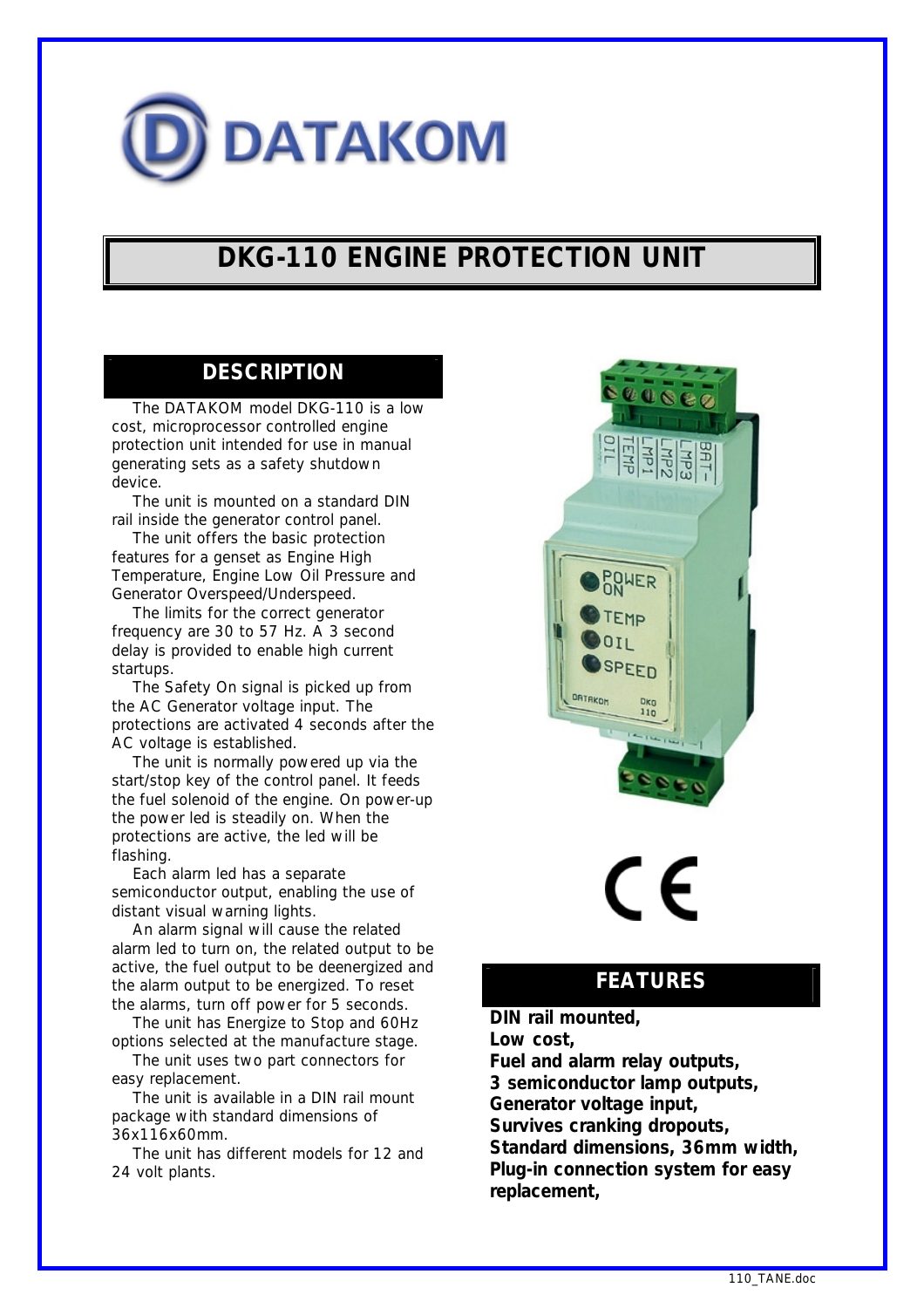DATAKOM

# DKG-110 ENGINE PROTECTION UNIT

## DESCRIPTION

The DATAKOM model DKG-110 is a low cost, microprocessor controlled engine protection unit intended for use in manual generating sets as a safety shutdown device.

The unit is mounted on a standard DIN rail inside the generator control panel.

The unit offers the basic protection features for a genset as Engine High Temperature, Engine Low Oil Pressure and Generator Overspeed/Underspeed.

The limits for the correct generator frequency are 30 to 57 Hz. A 3 second delay is provided to enable high current startups.

The Safety On signal is picked up from the AC Generator voltage input. The protections are activated 4 seconds after the AC voltage is established.

The unit is normally powered up via the start/stop key of the control panel. It feeds the fuel solenoid of the engine. On power-up the power led is steadily on. When the protections are active, the led will be flashing.

Each alarm led has a separate semiconductor output, enabling the use of distant visual warning lights.

An alarm signal will cause the related alarm led to turn on, the related output to be active, the fuel output to be deenergized and the alarm output to be energized. To reset the alarms, turn off power for 5 seconds.

The unit has Energize to Stop and 60Hz options selected at the manufacture stage.

The unit uses two part connectors for easy replacement.

The unit is available in a DIN rail mount package with standard dimensions of 36x116x60mm.

The unit has different models for 12 and 24 volt plants.

## FEATURES

**DIN rail mounted,**
**Low cost,**
**Fuel and alarm relay outputs,**
**3 semiconductor lamp outputs,**
**Generator voltage input,**
**Survives cranking dropouts,**
**Standard dimensions, 36mm width,**
**Plug-in connection system for easy replacement,**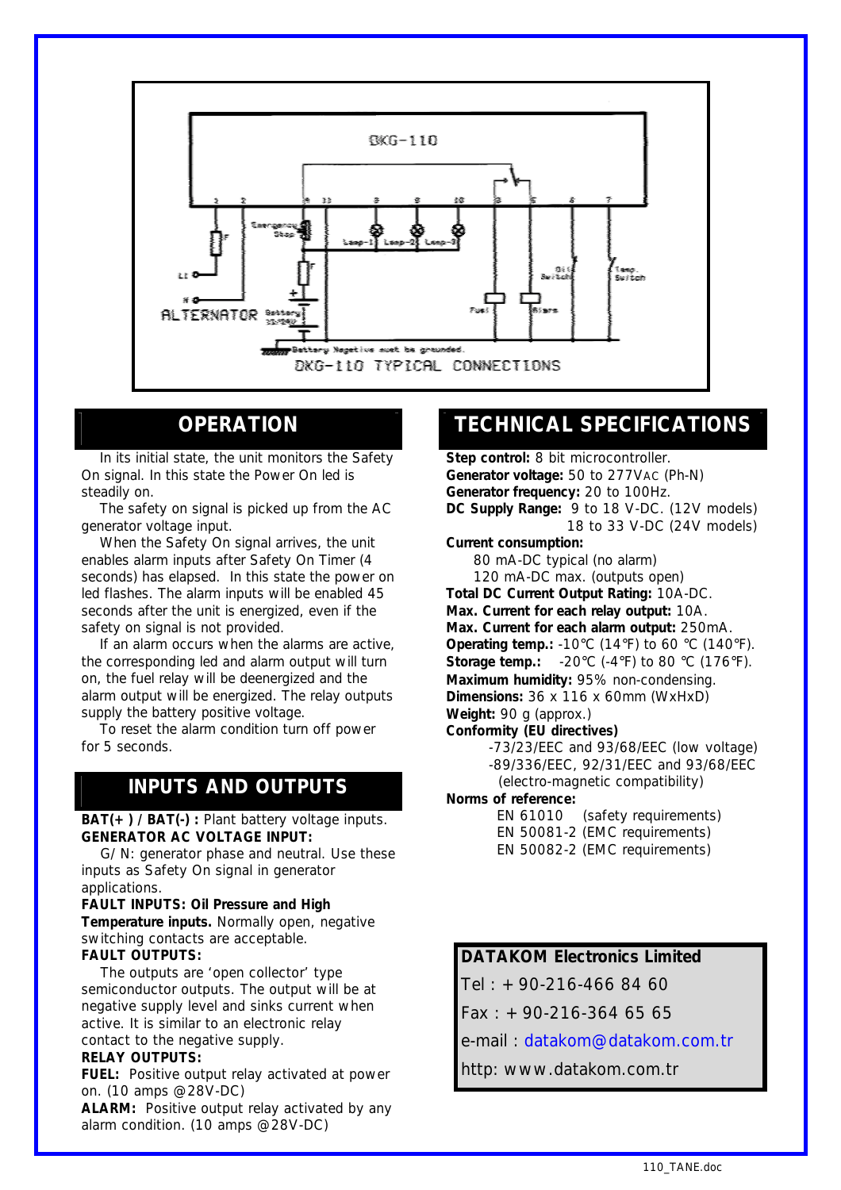DKG-110

1 2 4 11 3 9 10 8 5 7

Emergency Stop

Lamp-1 Lamp-2 Lamp-3

F

LI

F

N

ALTERNATOR Battery 12/24V

Oil Switch

Temp. Switch

Fuel

Alarm

Battery Negative must be grounded.

DKG-110 TYPICAL CONNECTIONS

## OPERATION

In its initial state, the unit monitors the Safety On signal. In this state the Power On led is steadily on.

The safety on signal is picked up from the AC generator voltage input.

When the Safety On signal arrives, the unit enables alarm inputs after Safety On Timer (4 seconds) has elapsed. In this state the power on led flashes. The alarm inputs will be enabled 45 seconds after the unit is energized, even if the safety on signal is not provided.

If an alarm occurs when the alarms are active, the corresponding led and alarm output will turn on, the fuel relay will be deenergized and the alarm output will be energized. The relay outputs supply the battery positive voltage.

To reset the alarm condition turn off power for 5 seconds.

## INPUTS AND OUTPUTS

**BAT(+ ) / BAT(-) :** Plant battery voltage inputs.

**GENERATOR AC VOLTAGE INPUT:**

G/N: generator phase and neutral. Use these inputs as Safety On signal in generator applications.

**FAULT INPUTS: Oil Pressure and High Temperature inputs.** Normally open, negative switching contacts are acceptable.

**FAULT OUTPUTS:**

The outputs are 'open collector' type semiconductor outputs. The output will be at negative supply level and sinks current when active. It is similar to an electronic relay contact to the negative supply.

**RELAY OUTPUTS:**

**FUEL:** Positive output relay activated at power on. (10 amps @28V-DC)

**ALARM:** Positive output relay activated by any alarm condition. (10 amps @28V-DC)

## TECHNICAL SPECIFICATIONS

**Step control:** 8 bit microcontroller.
**Generator voltage:** 50 to 277VAC (Ph-N)
**Generator frequency:** 20 to 100Hz.
**DC Supply Range:** 9 to 18 V-DC. (12V models)
18 to 33 V-DC (24V models)
**Current consumption:**
80 mA-DC typical (no alarm)
120 mA-DC max. (outputs open)
**Total DC Current Output Rating:** 10A-DC.
**Max. Current for each relay output:** 10A.
**Max. Current for each alarm output:** 250mA.
**Operating temp.:** -10°C (14°F) to 60 °C (140°F).
**Storage temp.:** -20°C (-4°F) to 80 °C (176°F).
**Maximum humidity:** 95% non-condensing.
**Dimensions:** 36 x 116 x 60mm (WxHxD)
**Weight:** 90 g (approx.)
**Conformity (EU directives)**
-73/23/EEC and 93/68/EEC (low voltage)
-89/336/EEC, 92/31/EEC and 93/68/EEC (electro-magnetic compatibility)
**Norms of reference:**
EN 61010 (safety requirements)
EN 50081-2 (EMC requirements)
EN 50082-2 (EMC requirements)

**DATAKOM Electronics Limited**
Tel : + 90-216-466 84 60
Fax : + 90-216-364 65 65
e-mail : datakom@datakom.com.tr
http: www.datakom.com.tr

110_TANE.doc